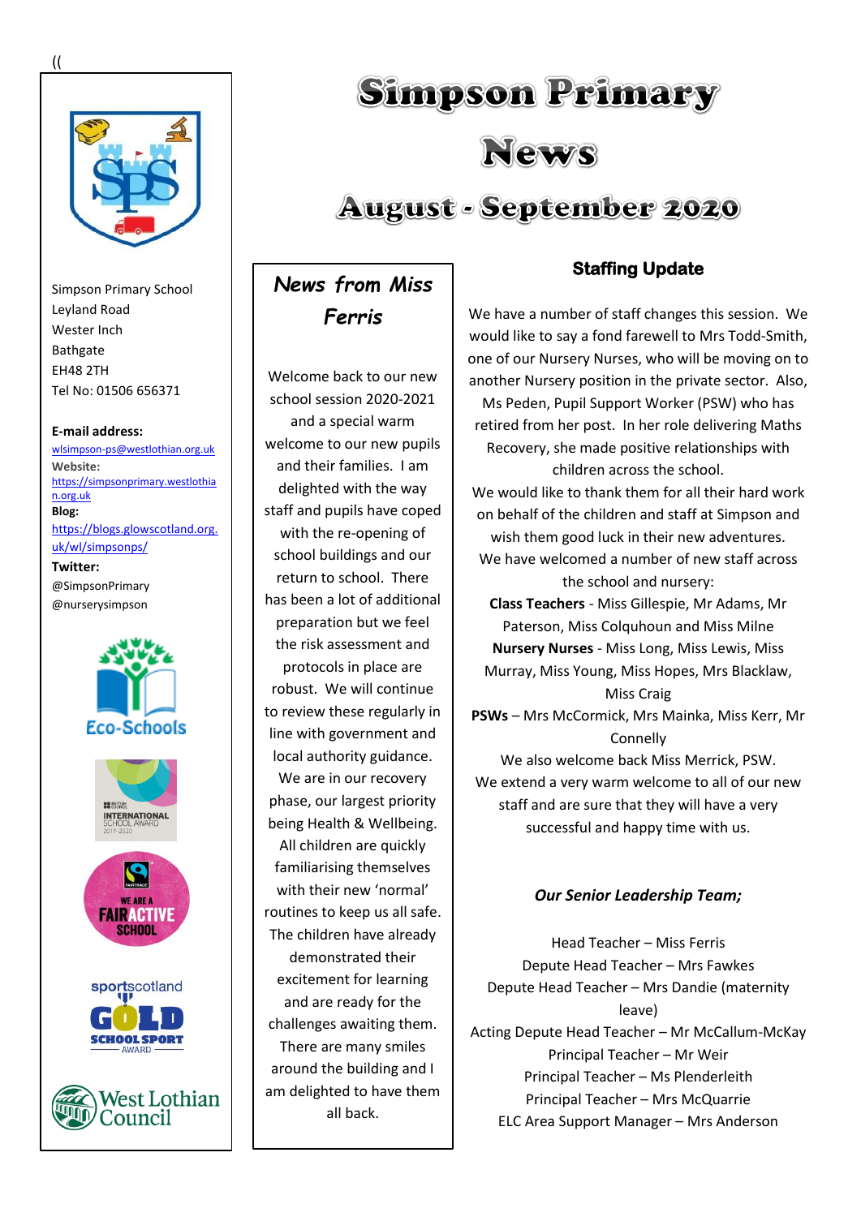# Simpson Primary News

## August - September 2020

Simpson Primary School
Leyland Road
Wester Inch
Bathgate
EH48 2TH
Tel No: 01506 656371

**E-mail address:**
wlsimpson-ps@westlothian.org.uk
**Website:**
https://simpsonprimary.westlothian.org.uk
**Blog:**
https://blogs.glowscotland.org.uk/wl/simpsonps/
**Twitter:**
@SimpsonPrimary
@nurserysimpson

Eco-Schools

International School Award 2017-2020

We are a Fairactive School

sportscotland Gold School Sport Award

West Lothian Council

## *News from Miss Ferris*

Welcome back to our new school session 2020-2021 and a special warm welcome to our new pupils and their families. I am delighted with the way staff and pupils have coped with the re-opening of school buildings and our return to school. There has been a lot of additional preparation but we feel the risk assessment and protocols in place are robust. We will continue to review these regularly in line with government and local authority guidance. We are in our recovery phase, our largest priority being Health & Wellbeing. All children are quickly familiarising themselves with their new 'normal' routines to keep us all safe. The children have already demonstrated their excitement for learning and are ready for the challenges awaiting them. There are many smiles around the building and I am delighted to have them all back.

## Staffing Update

We have a number of staff changes this session. We would like to say a fond farewell to Mrs Todd-Smith, one of our Nursery Nurses, who will be moving on to another Nursery position in the private sector. Also, Ms Peden, Pupil Support Worker (PSW) who has retired from her post. In her role delivering Maths Recovery, she made positive relationships with children across the school.
We would like to thank them for all their hard work on behalf of the children and staff at Simpson and wish them good luck in their new adventures.
We have welcomed a number of new staff across the school and nursery:
**Class Teachers** - Miss Gillespie, Mr Adams, Mr Paterson, Miss Colquhoun and Miss Milne
**Nursery Nurses** - Miss Long, Miss Lewis, Miss Murray, Miss Young, Miss Hopes, Mrs Blacklaw, Miss Craig
**PSWs** – Mrs McCormick, Mrs Mainka, Miss Kerr, Mr Connelly
We also welcome back Miss Merrick, PSW.
We extend a very warm welcome to all of our new staff and are sure that they will have a very successful and happy time with us.

### *Our Senior Leadership Team;*

Head Teacher – Miss Ferris
Depute Head Teacher – Mrs Fawkes
Depute Head Teacher – Mrs Dandie (maternity leave)
Acting Depute Head Teacher – Mr McCallum-McKay
Principal Teacher – Mr Weir
Principal Teacher – Ms Plenderleith
Principal Teacher – Mrs McQuarrie
ELC Area Support Manager – Mrs Anderson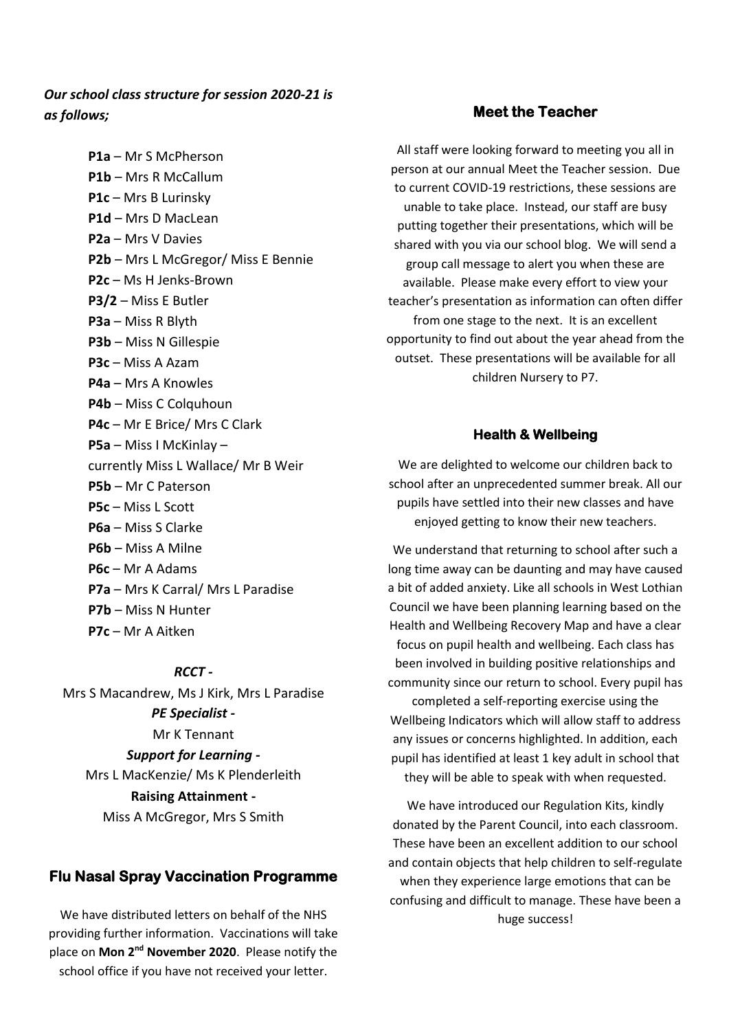***Our school class structure for session 2020-21 is as follows;***

**P1a** – Mr S McPherson
**P1b** – Mrs R McCallum
**P1c** – Mrs B Lurinsky
**P1d** – Mrs D MacLean
**P2a** – Mrs V Davies
**P2b** – Mrs L McGregor/ Miss E Bennie
**P2c** – Ms H Jenks-Brown
**P3/2** – Miss E Butler
**P3a** – Miss R Blyth
**P3b** – Miss N Gillespie
**P3c** – Miss A Azam
**P4a** – Mrs A Knowles
**P4b** – Miss C Colquhoun
**P4c** – Mr E Brice/ Mrs C Clark
**P5a** – Miss I McKinlay – currently Miss L Wallace/ Mr B Weir
**P5b** – Mr C Paterson
**P5c** – Miss L Scott
**P6a** – Miss S Clarke
**P6b** – Miss A Milne
**P6c** – Mr A Adams
**P7a** – Mrs K Carral/ Mrs L Paradise
**P7b** – Miss N Hunter
**P7c** – Mr A Aitken

***RCCT -***
Mrs S Macandrew, Ms J Kirk, Mrs L Paradise

***PE Specialist -***
Mr K Tennant

***Support for Learning -***
Mrs L MacKenzie/ Ms K Plenderleith

**Raising Attainment -**
Miss A McGregor, Mrs S Smith

## Flu Nasal Spray Vaccination Programme

We have distributed letters on behalf of the NHS providing further information. Vaccinations will take place on **Mon 2nd November 2020**. Please notify the school office if you have not received your letter.

## Meet the Teacher

All staff were looking forward to meeting you all in person at our annual Meet the Teacher session. Due to current COVID-19 restrictions, these sessions are unable to take place. Instead, our staff are busy putting together their presentations, which will be shared with you via our school blog. We will send a group call message to alert you when these are available. Please make every effort to view your teacher's presentation as information can often differ from one stage to the next. It is an excellent opportunity to find out about the year ahead from the outset. These presentations will be available for all children Nursery to P7.

## Health & Wellbeing

We are delighted to welcome our children back to school after an unprecedented summer break. All our pupils have settled into their new classes and have enjoyed getting to know their new teachers.

We understand that returning to school after such a long time away can be daunting and may have caused a bit of added anxiety. Like all schools in West Lothian Council we have been planning learning based on the Health and Wellbeing Recovery Map and have a clear focus on pupil health and wellbeing. Each class has been involved in building positive relationships and community since our return to school. Every pupil has completed a self-reporting exercise using the Wellbeing Indicators which will allow staff to address any issues or concerns highlighted. In addition, each pupil has identified at least 1 key adult in school that they will be able to speak with when requested.

We have introduced our Regulation Kits, kindly donated by the Parent Council, into each classroom. These have been an excellent addition to our school and contain objects that help children to self-regulate when they experience large emotions that can be confusing and difficult to manage. These have been a huge success!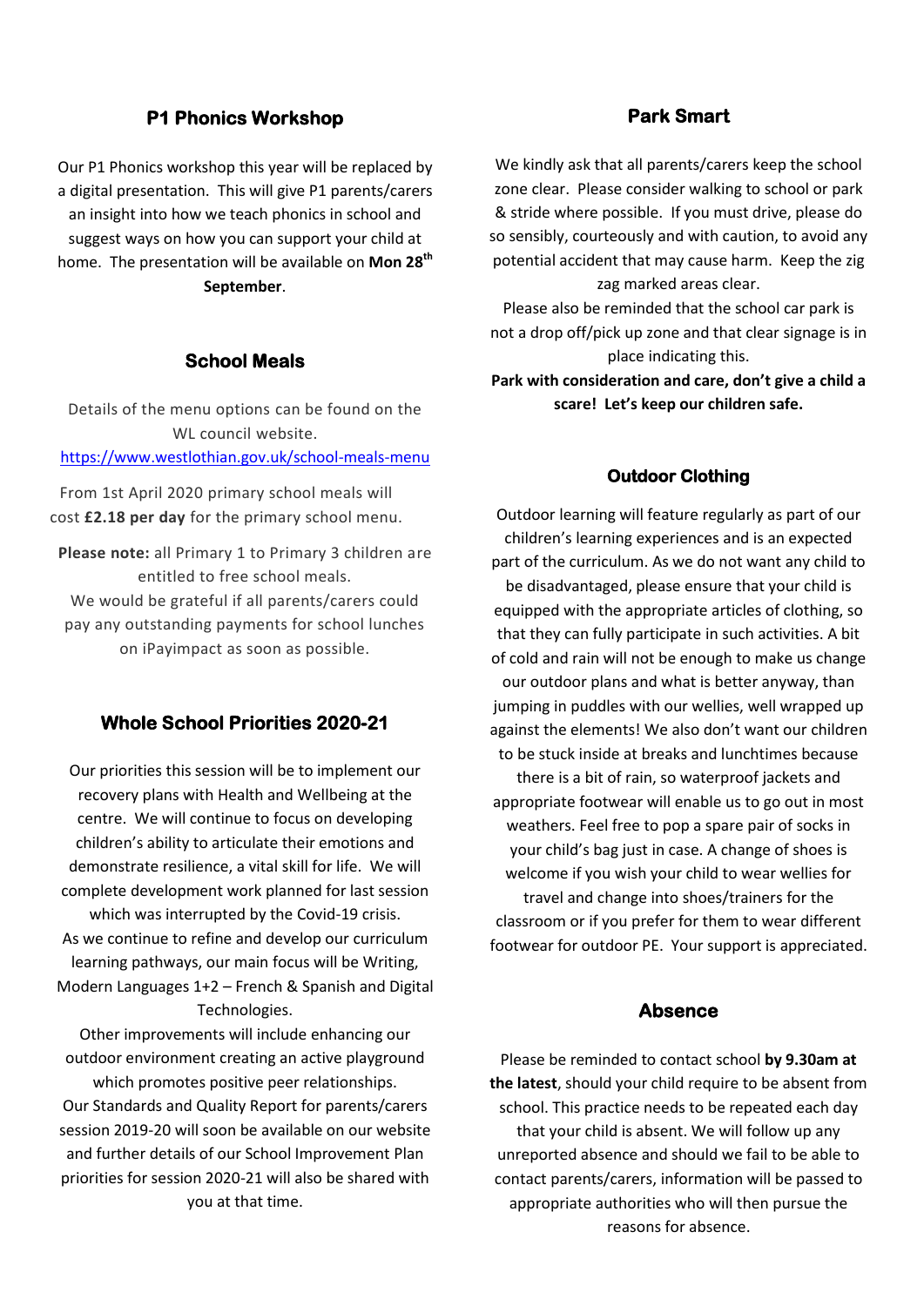## P1 Phonics Workshop

Our P1 Phonics workshop this year will be replaced by a digital presentation. This will give P1 parents/carers an insight into how we teach phonics in school and suggest ways on how you can support your child at home. The presentation will be available on **Mon 28th September**.

## School Meals

Details of the menu options can be found on the WL council website.
https://www.westlothian.gov.uk/school-meals-menu

From 1st April 2020 primary school meals will cost **£2.18 per day** for the primary school menu.

**Please note:** all Primary 1 to Primary 3 children are entitled to free school meals.
We would be grateful if all parents/carers could pay any outstanding payments for school lunches on iPayimpact as soon as possible.

## Whole School Priorities 2020-21

Our priorities this session will be to implement our recovery plans with Health and Wellbeing at the centre. We will continue to focus on developing children's ability to articulate their emotions and demonstrate resilience, a vital skill for life. We will complete development work planned for last session which was interrupted by the Covid-19 crisis.
As we continue to refine and develop our curriculum learning pathways, our main focus will be Writing, Modern Languages 1+2 – French & Spanish and Digital Technologies.
Other improvements will include enhancing our outdoor environment creating an active playground which promotes positive peer relationships.
Our Standards and Quality Report for parents/carers session 2019-20 will soon be available on our website and further details of our School Improvement Plan priorities for session 2020-21 will also be shared with you at that time.

## Park Smart

We kindly ask that all parents/carers keep the school zone clear. Please consider walking to school or park & stride where possible. If you must drive, please do so sensibly, courteously and with caution, to avoid any potential accident that may cause harm. Keep the zig zag marked areas clear.
Please also be reminded that the school car park is not a drop off/pick up zone and that clear signage is in place indicating this.
**Park with consideration and care, don't give a child a scare! Let's keep our children safe.**

## Outdoor Clothing

Outdoor learning will feature regularly as part of our children's learning experiences and is an expected part of the curriculum. As we do not want any child to be disadvantaged, please ensure that your child is equipped with the appropriate articles of clothing, so that they can fully participate in such activities. A bit of cold and rain will not be enough to make us change our outdoor plans and what is better anyway, than jumping in puddles with our wellies, well wrapped up against the elements! We also don't want our children to be stuck inside at breaks and lunchtimes because there is a bit of rain, so waterproof jackets and appropriate footwear will enable us to go out in most weathers. Feel free to pop a spare pair of socks in your child's bag just in case. A change of shoes is welcome if you wish your child to wear wellies for travel and change into shoes/trainers for the classroom or if you prefer for them to wear different footwear for outdoor PE. Your support is appreciated.

## Absence

Please be reminded to contact school **by 9.30am at the latest**, should your child require to be absent from school. This practice needs to be repeated each day that your child is absent. We will follow up any unreported absence and should we fail to be able to contact parents/carers, information will be passed to appropriate authorities who will then pursue the reasons for absence.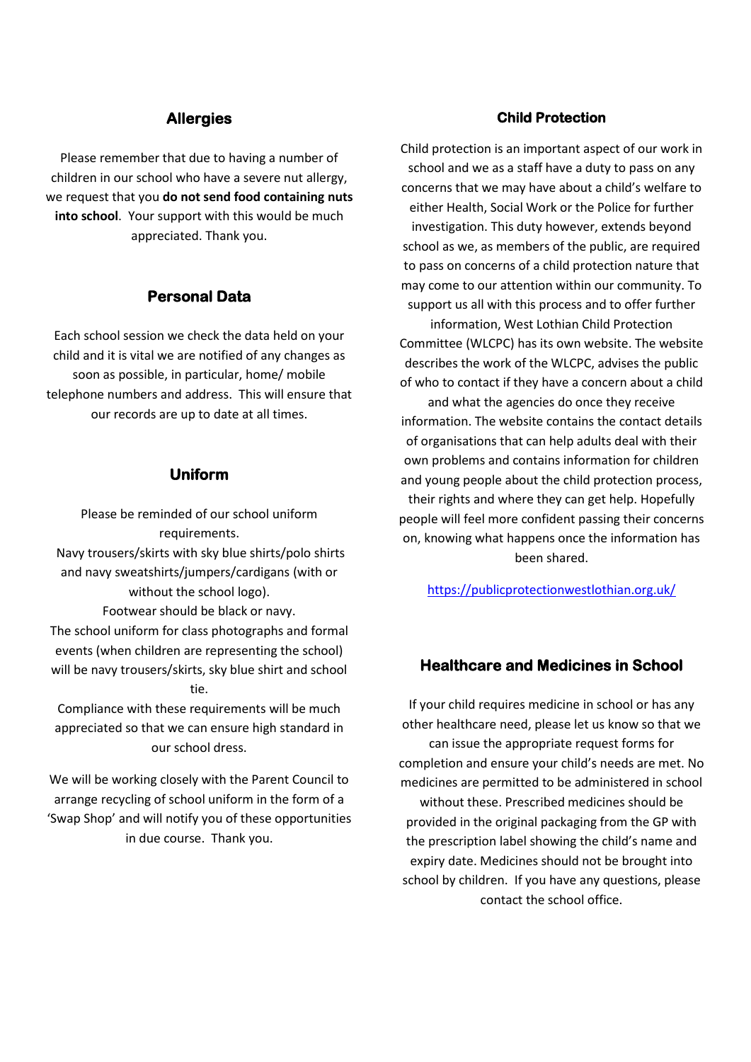## Allergies

Please remember that due to having a number of children in our school who have a severe nut allergy, we request that you **do not send food containing nuts into school**. Your support with this would be much appreciated. Thank you.

## Personal Data

Each school session we check the data held on your child and it is vital we are notified of any changes as soon as possible, in particular, home/ mobile telephone numbers and address. This will ensure that our records are up to date at all times.

## Uniform

Please be reminded of our school uniform requirements.

Navy trousers/skirts with sky blue shirts/polo shirts and navy sweatshirts/jumpers/cardigans (with or without the school logo).

Footwear should be black or navy.

The school uniform for class photographs and formal events (when children are representing the school) will be navy trousers/skirts, sky blue shirt and school tie.

Compliance with these requirements will be much appreciated so that we can ensure high standard in our school dress.

We will be working closely with the Parent Council to arrange recycling of school uniform in the form of a 'Swap Shop' and will notify you of these opportunities in due course. Thank you.

## Child Protection

Child protection is an important aspect of our work in school and we as a staff have a duty to pass on any concerns that we may have about a child's welfare to either Health, Social Work or the Police for further investigation. This duty however, extends beyond school as we, as members of the public, are required to pass on concerns of a child protection nature that may come to our attention within our community. To support us all with this process and to offer further information, West Lothian Child Protection Committee (WLCPC) has its own website. The website describes the work of the WLCPC, advises the public of who to contact if they have a concern about a child and what the agencies do once they receive information. The website contains the contact details of organisations that can help adults deal with their own problems and contains information for children and young people about the child protection process, their rights and where they can get help. Hopefully people will feel more confident passing their concerns on, knowing what happens once the information has been shared.

https://publicprotectionwestlothian.org.uk/

## Healthcare and Medicines in School

If your child requires medicine in school or has any other healthcare need, please let us know so that we can issue the appropriate request forms for completion and ensure your child's needs are met. No medicines are permitted to be administered in school without these. Prescribed medicines should be provided in the original packaging from the GP with the prescription label showing the child's name and expiry date. Medicines should not be brought into school by children. If you have any questions, please contact the school office.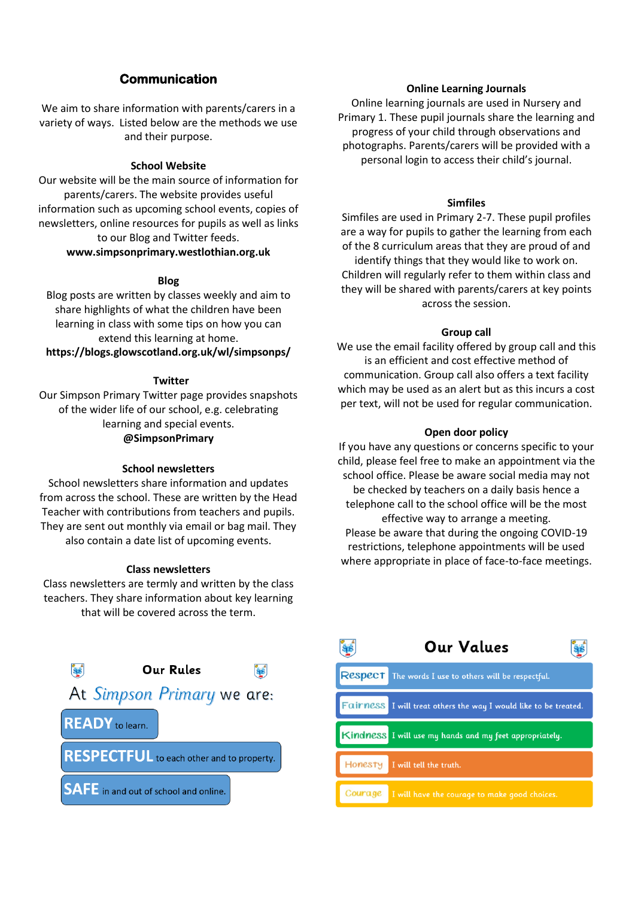## Communication

We aim to share information with parents/carers in a variety of ways. Listed below are the methods we use and their purpose.

### School Website

Our website will be the main source of information for parents/carers. The website provides useful information such as upcoming school events, copies of newsletters, online resources for pupils as well as links to our Blog and Twitter feeds.

**www.simpsonprimary.westlothian.org.uk**

### Blog

Blog posts are written by classes weekly and aim to share highlights of what the children have been learning in class with some tips on how you can extend this learning at home.

**https://blogs.glowscotland.org.uk/wl/simpsonps/**

### Twitter

Our Simpson Primary Twitter page provides snapshots of the wider life of our school, e.g. celebrating learning and special events.

**@SimpsonPrimary**

### School newsletters

School newsletters share information and updates from across the school. These are written by the Head Teacher with contributions from teachers and pupils. They are sent out monthly via email or bag mail. They also contain a date list of upcoming events.

### Class newsletters

Class newsletters are termly and written by the class teachers. They share information about key learning that will be covered across the term.

### Online Learning Journals

Online learning journals are used in Nursery and Primary 1. These pupil journals share the learning and progress of your child through observations and photographs. Parents/carers will be provided with a personal login to access their child's journal.

### Simfiles

Simfiles are used in Primary 2-7. These pupil profiles are a way for pupils to gather the learning from each of the 8 curriculum areas that they are proud of and identify things that they would like to work on. Children will regularly refer to them within class and they will be shared with parents/carers at key points across the session.

### Group call

We use the email facility offered by group call and this is an efficient and cost effective method of communication. Group call also offers a text facility which may be used as an alert but as this incurs a cost per text, will not be used for regular communication.

### Open door policy

If you have any questions or concerns specific to your child, please feel free to make an appointment via the school office. Please be aware social media may not be checked by teachers on a daily basis hence a telephone call to the school office will be the most effective way to arrange a meeting.

Please be aware that during the ongoing COVID-19 restrictions, telephone appointments will be used where appropriate in place of face-to-face meetings.

## Our Rules

At *Simpson Primary* we are:

- **READY** to learn.
- **RESPECTFUL** to each other and to property.
- **SAFE** in and out of school and online.

## Our Values

| Value | |
|---|---|
| Respect | The words I use to others will be respectful. |
| Fairness | I will treat others the way I would like to be treated. |
| Kindness | I will use my hands and my feet appropriately. |
| Honesty | I will tell the truth. |
| Courage | I will have the courage to make good choices. |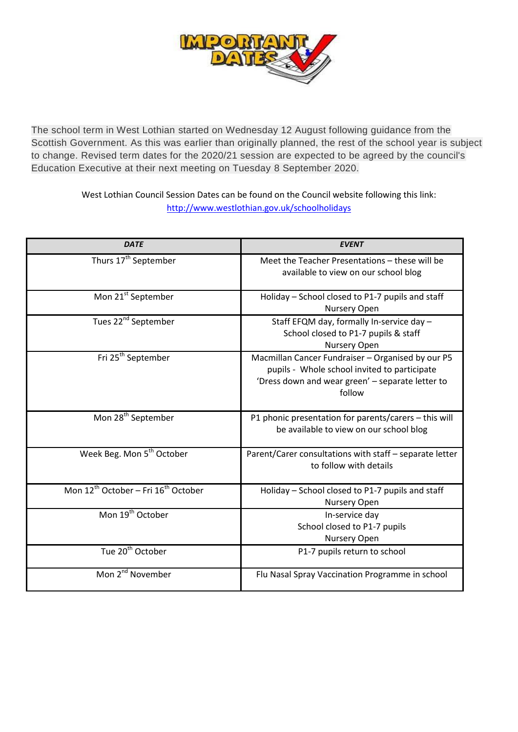# IMPORTANT DATES

The school term in West Lothian started on Wednesday 12 August following guidance from the Scottish Government. As this was earlier than originally planned, the rest of the school year is subject to change. Revised term dates for the 2020/21 session are expected to be agreed by the council's Education Executive at their next meeting on Tuesday 8 September 2020.

West Lothian Council Session Dates can be found on the Council website following this link: http://www.westlothian.gov.uk/schoolholidays

| ***DATE*** | ***EVENT*** |
|---|---|
| Thurs 17th September | Meet the Teacher Presentations – these will be available to view on our school blog |
| Mon 21st September | Holiday – School closed to P1-7 pupils and staff<br>Nursery Open |
| Tues 22nd September | Staff EFQM day, formally In-service day – School closed to P1-7 pupils & staff<br>Nursery Open |
| Fri 25th September | Macmillan Cancer Fundraiser – Organised by our P5 pupils - Whole school invited to participate 'Dress down and wear green' – separate letter to follow |
| Mon 28th September | P1 phonic presentation for parents/carers – this will be available to view on our school blog |
| Week Beg. Mon 5th October | Parent/Carer consultations with staff – separate letter to follow with details |
| Mon 12th October – Fri 16th October | Holiday – School closed to P1-7 pupils and staff<br>Nursery Open |
| Mon 19th October | In-service day<br>School closed to P1-7 pupils<br>Nursery Open |
| Tue 20th October | P1-7 pupils return to school |
| Mon 2nd November | Flu Nasal Spray Vaccination Programme in school |